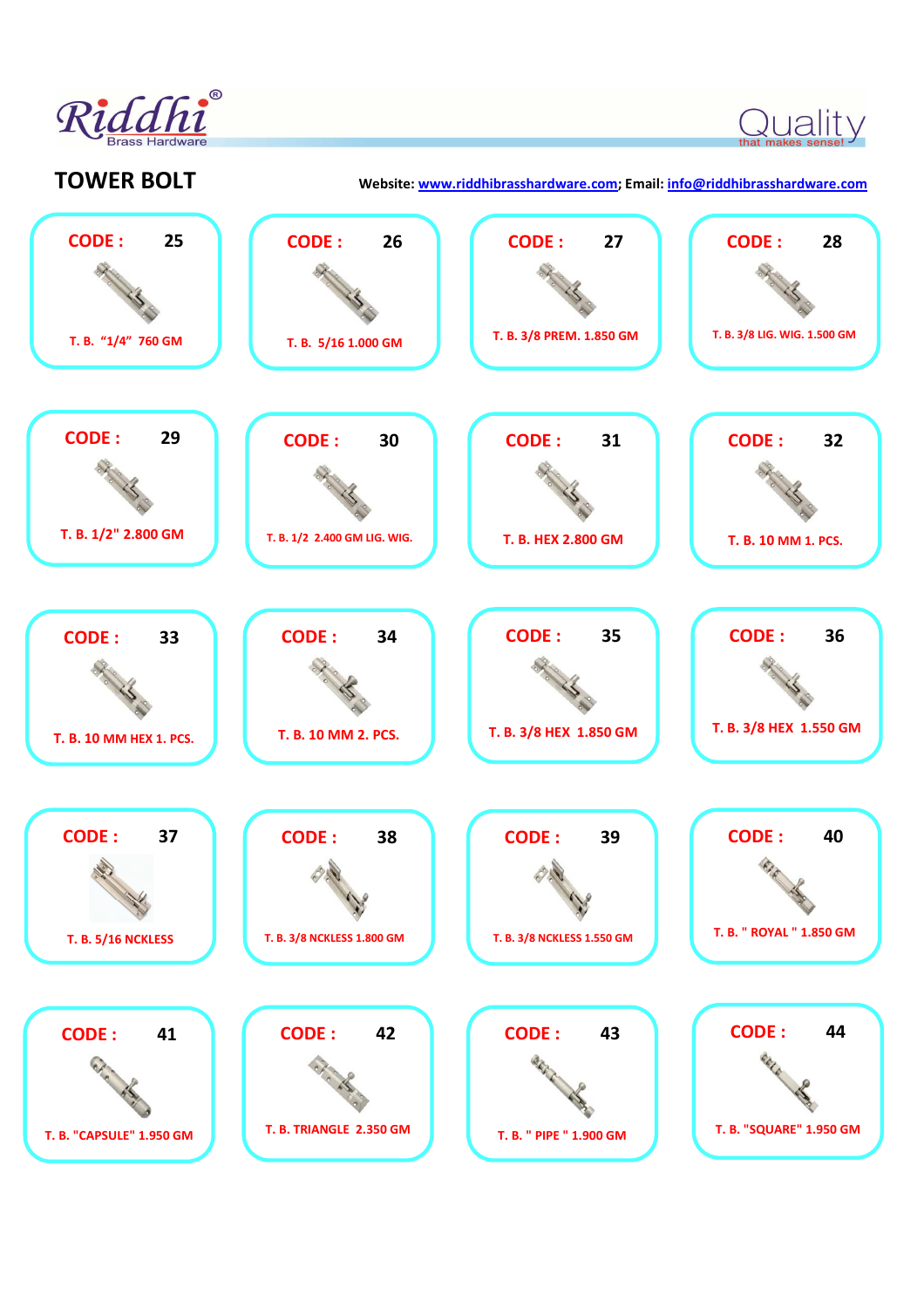Riddhi®
Brass Hardware

Quality
that makes sense!

# TOWER BOLT

Website: www.riddhibrasshardware.com; Email: info@riddhibrasshardware.com

| CODE | Description |
|---|---|
| 25 | T. B. "1/4" 760 GM |
| 26 | T. B. 5/16 1.000 GM |
| 27 | T. B. 3/8 PREM. 1.850 GM |
| 28 | T. B. 3/8 LIG. WIG. 1.500 GM |
| 29 | T. B. 1/2" 2.800 GM |
| 30 | T. B. 1/2 2.400 GM LIG. WIG. |
| 31 | T. B. HEX 2.800 GM |
| 32 | T. B. 10 MM 1. PCS. |
| 33 | T. B. 10 MM HEX 1. PCS. |
| 34 | T. B. 10 MM 2. PCS. |
| 35 | T. B. 3/8 HEX 1.850 GM |
| 36 | T. B. 3/8 HEX 1.550 GM |
| 37 | T. B. 5/16 NCKLESS |
| 38 | T. B. 3/8 NCKLESS 1.800 GM |
| 39 | T. B. 3/8 NCKLESS 1.550 GM |
| 40 | T. B. " ROYAL " 1.850 GM |
| 41 | T. B. "CAPSULE" 1.950 GM |
| 42 | T. B. TRIANGLE 2.350 GM |
| 43 | T. B. " PIPE " 1.900 GM |
| 44 | T. B. "SQUARE" 1.950 GM |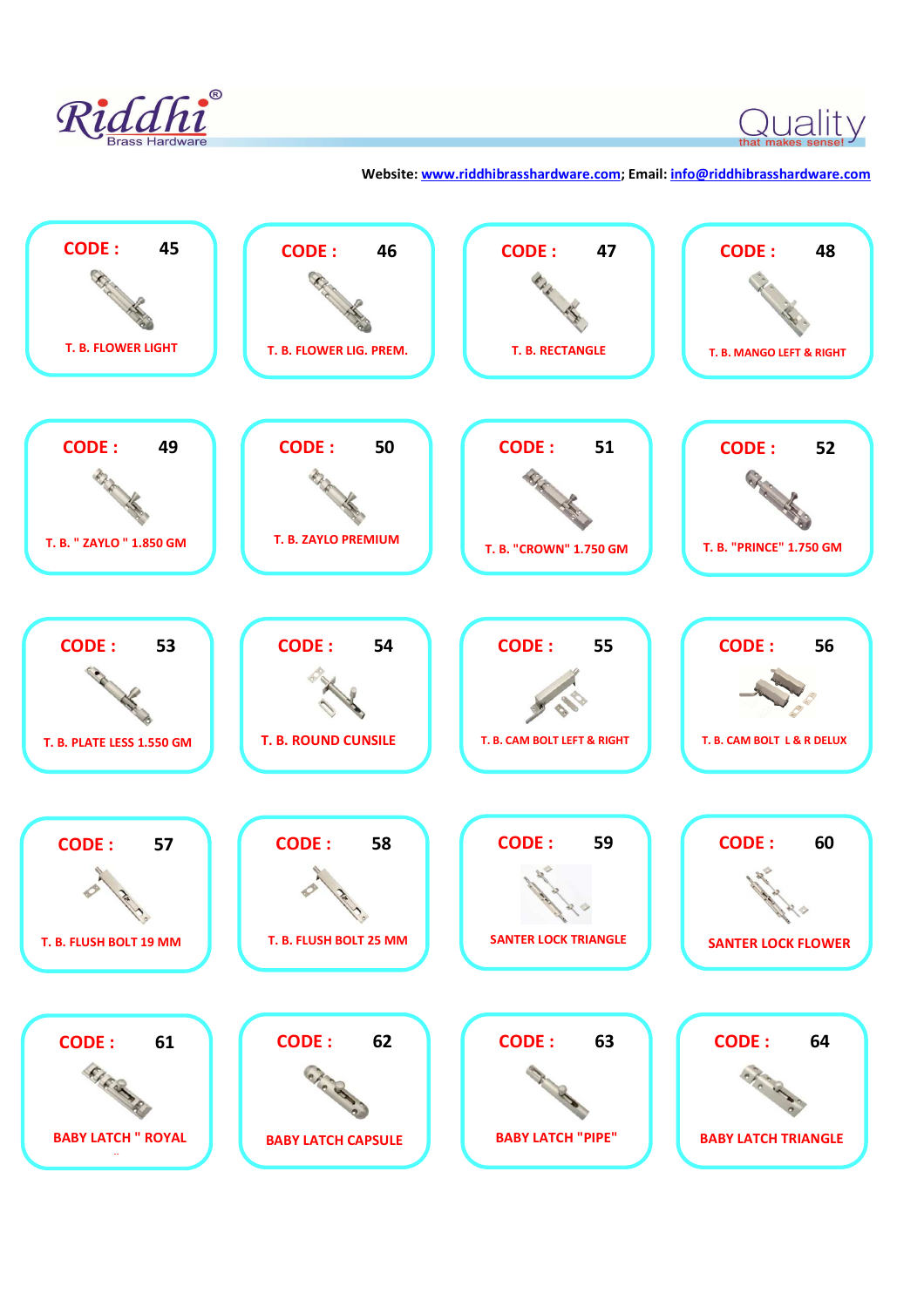Riddhi® Brass Hardware

Quality that makes sense!

Website: www.riddhibrasshardware.com; Email: info@riddhibrasshardware.com

| CODE | Product |
|---|---|
| 45 | T. B. FLOWER LIGHT |
| 46 | T. B. FLOWER LIG. PREM. |
| 47 | T. B. RECTANGLE |
| 48 | T. B. MANGO LEFT & RIGHT |
| 49 | T. B. " ZAYLO " 1.850 GM |
| 50 | T. B. ZAYLO PREMIUM |
| 51 | T. B. "CROWN" 1.750 GM |
| 52 | T. B. "PRINCE" 1.750 GM |
| 53 | T. B. PLATE LESS 1.550 GM |
| 54 | T. B. ROUND CUNSILE |
| 55 | T. B. CAM BOLT LEFT & RIGHT |
| 56 | T. B. CAM BOLT L & R DELUX |
| 57 | T. B. FLUSH BOLT 19 MM |
| 58 | T. B. FLUSH BOLT 25 MM |
| 59 | SANTER LOCK TRIANGLE |
| 60 | SANTER LOCK FLOWER |
| 61 | BABY LATCH " ROYAL " |
| 62 | BABY LATCH CAPSULE |
| 63 | BABY LATCH "PIPE" |
| 64 | BABY LATCH TRIANGLE |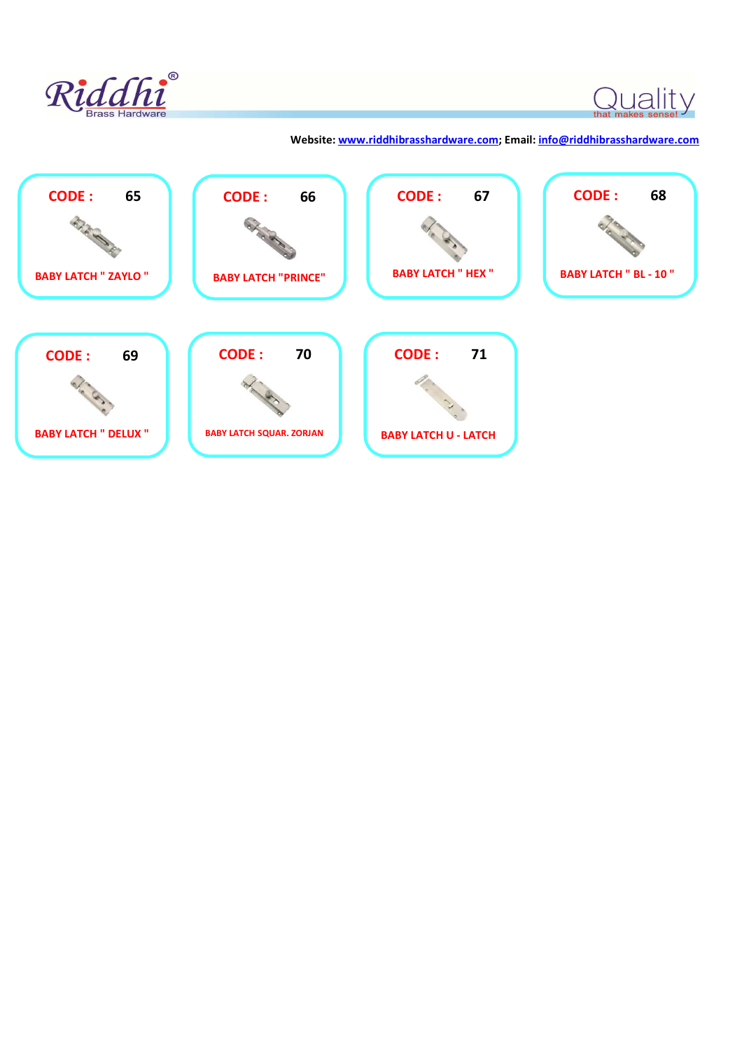Riddhi® Brass Hardware

Quality that makes sense!

**Website:** www.riddhibrasshardware.com; **Email:** info@riddhibrasshardware.com

**CODE : 65**
BABY LATCH " ZAYLO "

**CODE : 66**
BABY LATCH "PRINCE"

**CODE : 67**
BABY LATCH " HEX "

**CODE : 68**
BABY LATCH " BL - 10 "

**CODE : 69**
BABY LATCH " DELUX "

**CODE : 70**
BABY LATCH SQUAR. ZORJAN

**CODE : 71**
BABY LATCH U - LATCH